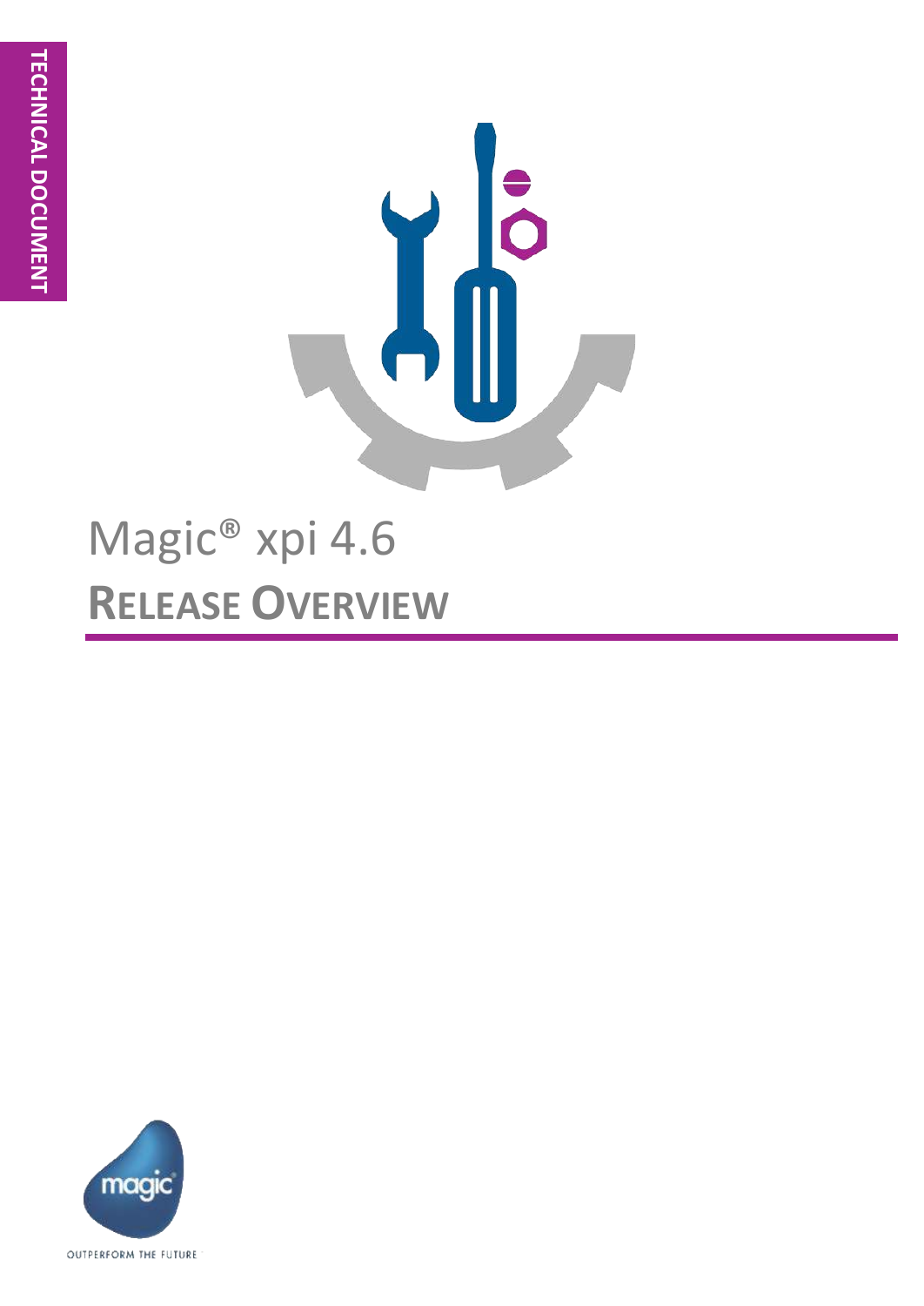TECHNICAL DOCUMENT

# Magic® xpi 4.6

# RELEASE OVERVIEW

OUTPERFORM THE FUTURE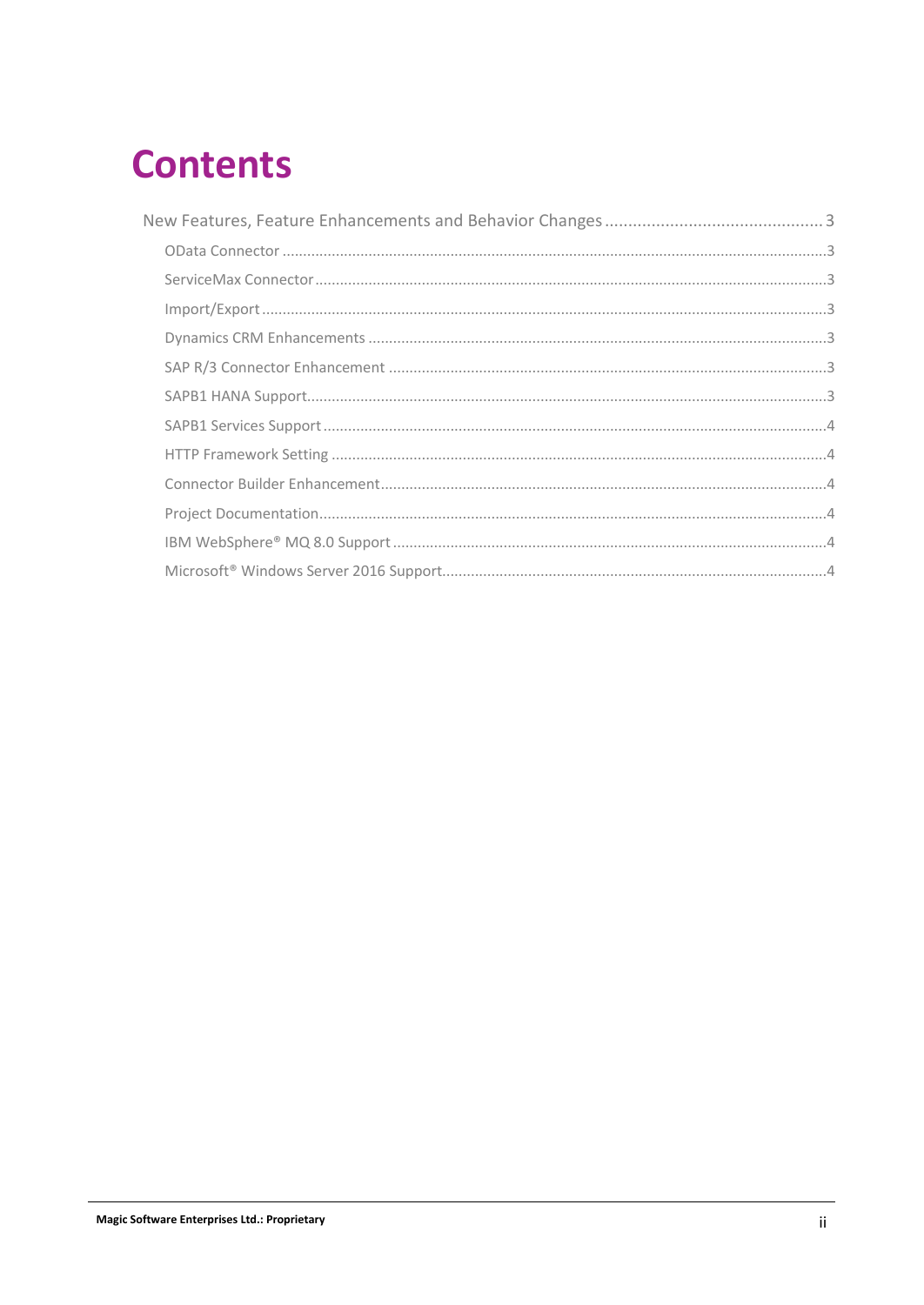# Contents

- New Features, Feature Enhancements and Behavior Changes ... 3
  - OData Connector ... 3
  - ServiceMax Connector ... 3
  - Import/Export ... 3
  - Dynamics CRM Enhancements ... 3
  - SAP R/3 Connector Enhancement ... 3
  - SAPB1 HANA Support ... 3
  - SAPB1 Services Support ... 4
  - HTTP Framework Setting ... 4
  - Connector Builder Enhancement ... 4
  - Project Documentation ... 4
  - IBM WebSphere® MQ 8.0 Support ... 4
  - Microsoft® Windows Server 2016 Support ... 4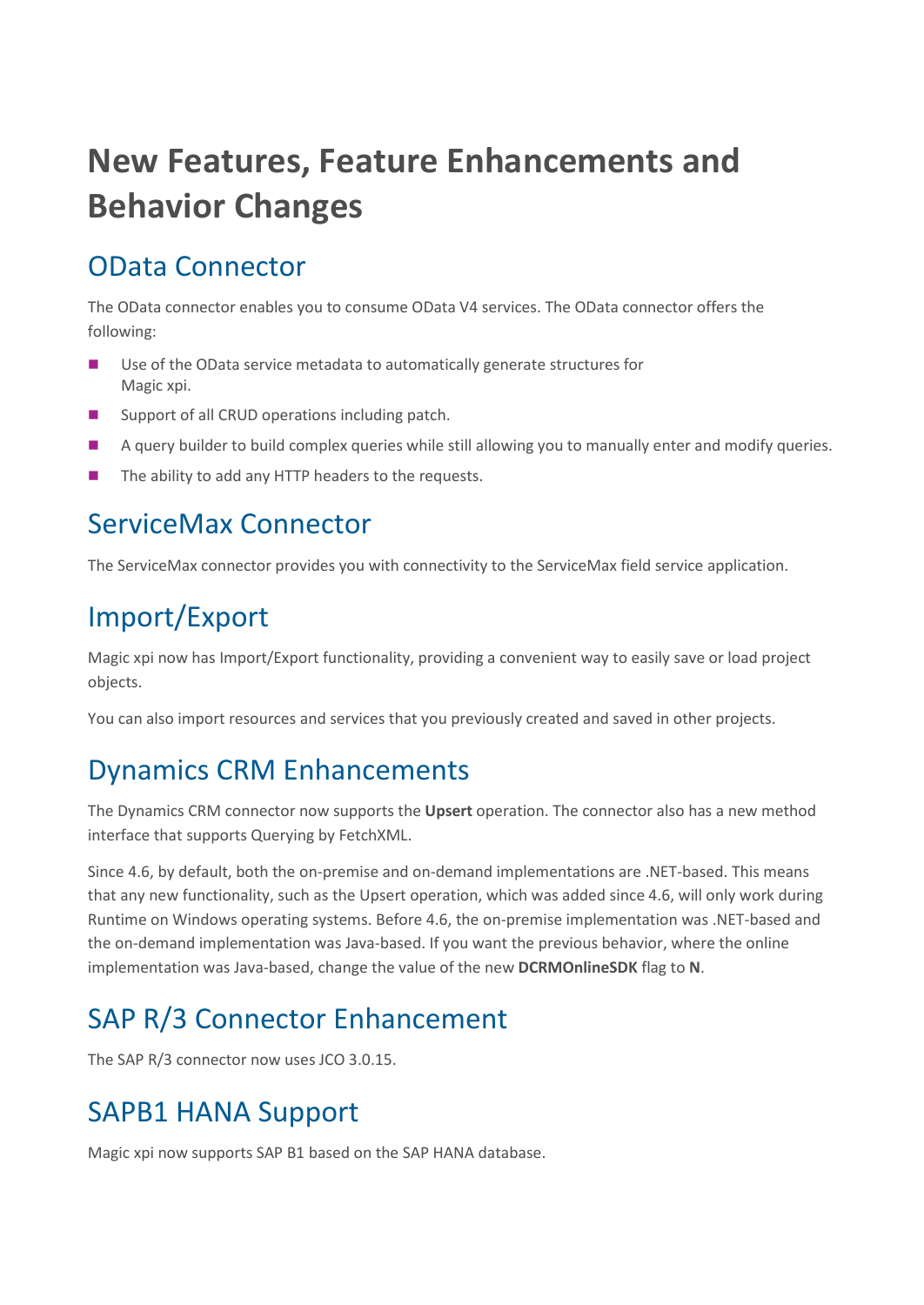# New Features, Feature Enhancements and Behavior Changes

## OData Connector

The OData connector enables you to consume OData V4 services. The OData connector offers the following:

- Use of the OData service metadata to automatically generate structures for Magic xpi.
- Support of all CRUD operations including patch.
- A query builder to build complex queries while still allowing you to manually enter and modify queries.
- The ability to add any HTTP headers to the requests.

## ServiceMax Connector

The ServiceMax connector provides you with connectivity to the ServiceMax field service application.

## Import/Export

Magic xpi now has Import/Export functionality, providing a convenient way to easily save or load project objects.

You can also import resources and services that you previously created and saved in other projects.

## Dynamics CRM Enhancements

The Dynamics CRM connector now supports the **Upsert** operation. The connector also has a new method interface that supports Querying by FetchXML.

Since 4.6, by default, both the on-premise and on-demand implementations are .NET-based. This means that any new functionality, such as the Upsert operation, which was added since 4.6, will only work during Runtime on Windows operating systems. Before 4.6, the on-premise implementation was .NET-based and the on-demand implementation was Java-based. If you want the previous behavior, where the online implementation was Java-based, change the value of the new **DCRMOnlineSDK** flag to **N**.

## SAP R/3 Connector Enhancement

The SAP R/3 connector now uses JCO 3.0.15.

## SAPB1 HANA Support

Magic xpi now supports SAP B1 based on the SAP HANA database.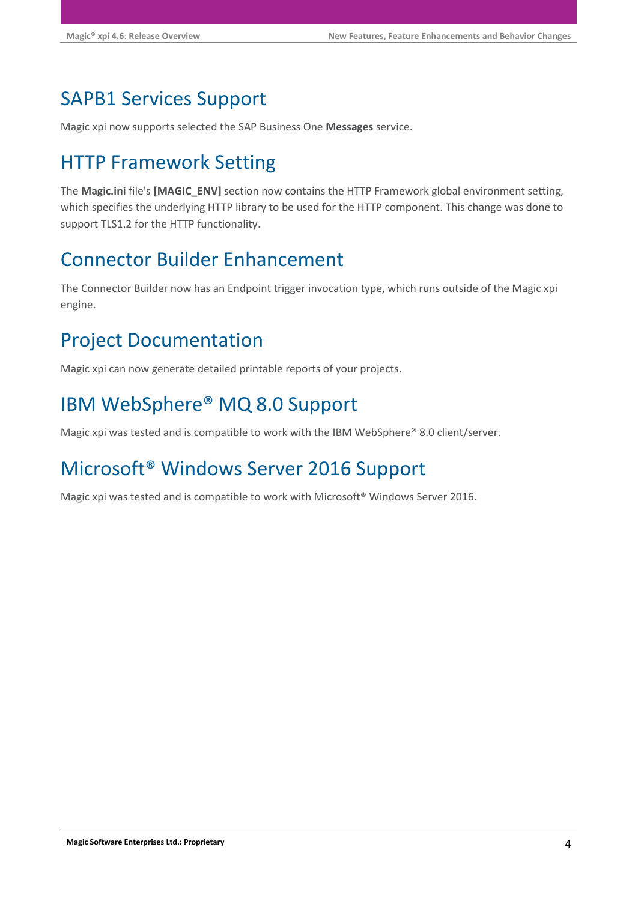# SAPB1 Services Support

Magic xpi now supports selected the SAP Business One **Messages** service.

# HTTP Framework Setting

The **Magic.ini** file's **[MAGIC_ENV]** section now contains the HTTP Framework global environment setting, which specifies the underlying HTTP library to be used for the HTTP component. This change was done to support TLS1.2 for the HTTP functionality.

# Connector Builder Enhancement

The Connector Builder now has an Endpoint trigger invocation type, which runs outside of the Magic xpi engine.

# Project Documentation

Magic xpi can now generate detailed printable reports of your projects.

# IBM WebSphere® MQ 8.0 Support

Magic xpi was tested and is compatible to work with the IBM WebSphere® 8.0 client/server.

# Microsoft® Windows Server 2016 Support

Magic xpi was tested and is compatible to work with Microsoft® Windows Server 2016.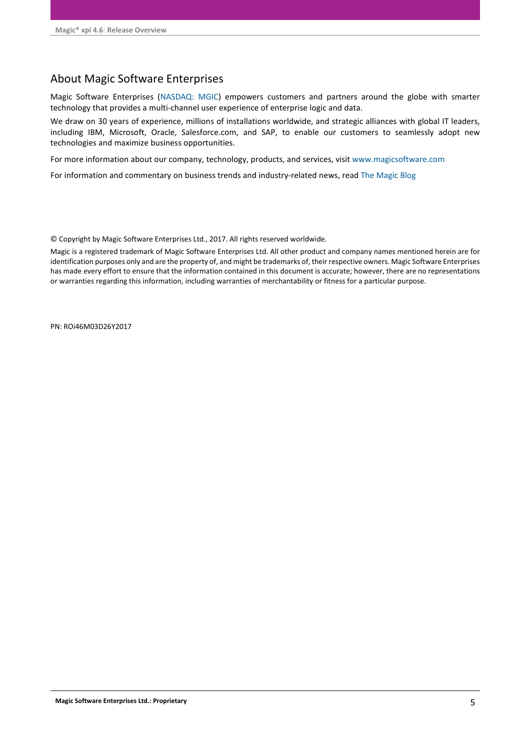## About Magic Software Enterprises

Magic Software Enterprises (NASDAQ: MGIC) empowers customers and partners around the globe with smarter technology that provides a multi-channel user experience of enterprise logic and data.

We draw on 30 years of experience, millions of installations worldwide, and strategic alliances with global IT leaders, including IBM, Microsoft, Oracle, Salesforce.com, and SAP, to enable our customers to seamlessly adopt new technologies and maximize business opportunities.

For more information about our company, technology, products, and services, visit www.magicsoftware.com

For information and commentary on business trends and industry-related news, read The Magic Blog

© Copyright by Magic Software Enterprises Ltd., 2017. All rights reserved worldwide.

Magic is a registered trademark of Magic Software Enterprises Ltd. All other product and company names mentioned herein are for identification purposes only and are the property of, and might be trademarks of, their respective owners. Magic Software Enterprises has made every effort to ensure that the information contained in this document is accurate; however, there are no representations or warranties regarding this information, including warranties of merchantability or fitness for a particular purpose.

PN: ROi46M03D26Y2017